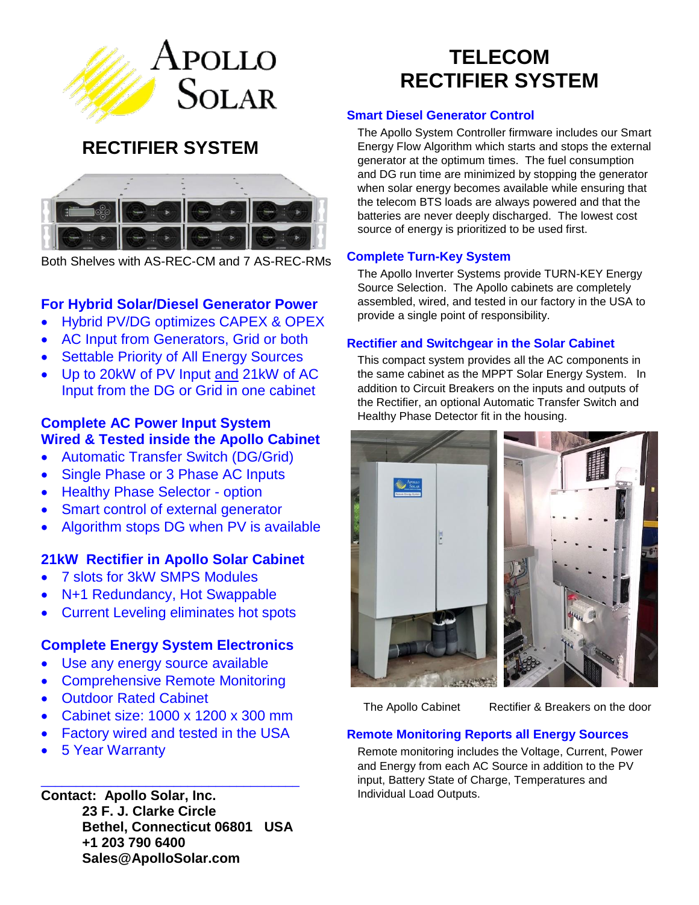# RECTIFIER SYSTEM

Both Shelves with AS-REC-CM and 7 AS-REC-RMs

## For Hybrid Solar/Diesel Generator Power

- Hybrid PV/DG optimizes CAPEX & OPEX
- AC Input from Generators, Grid or both
- Settable Priority of All Energy Sources
- Up to 20kW of PV Input and 21kW of AC Input from the DG or Grid in one cabinet

## Complete AC Power Input System Wired & Tested inside the Apollo Cabinet

- Automatic Transfer Switch (DG/Grid)
- Single Phase or 3 Phase AC Inputs
- Healthy Phase Selector - option
- Smart control of external generator
- Algorithm stops DG when PV is available

## 21kW Rectifier in Apollo Solar Cabinet

- 7 slots for 3kW SMPS Modules
- N+1 Redundancy, Hot Swappable
- Current Leveling eliminates hot spots

## Complete Energy System Electronics

- Use any energy source available
- Comprehensive Remote Monitoring
- Outdoor Rated Cabinet
- Cabinet size: 1000 x 1200 x 300 mm
- Factory wired and tested in the USA
- 5 Year Warranty

---

**Contact: Apollo Solar, Inc.**
**23 F. J. Clarke Circle**
**Bethel, Connecticut 06801 USA**
**+1 203 790 6400**
**Sales@ApolloSolar.com**

# TELECOM RECTIFIER SYSTEM

## Smart Diesel Generator Control

The Apollo System Controller firmware includes our Smart Energy Flow Algorithm which starts and stops the external generator at the optimum times. The fuel consumption and DG run time are minimized by stopping the generator when solar energy becomes available while ensuring that the telecom BTS loads are always powered and that the batteries are never deeply discharged. The lowest cost source of energy is prioritized to be used first.

## Complete Turn-Key System

The Apollo Inverter Systems provide TURN-KEY Energy Source Selection. The Apollo cabinets are completely assembled, wired, and tested in our factory in the USA to provide a single point of responsibility.

## Rectifier and Switchgear in the Solar Cabinet

This compact system provides all the AC components in the same cabinet as the MPPT Solar Energy System. In addition to Circuit Breakers on the inputs and outputs of the Rectifier, an optional Automatic Transfer Switch and Healthy Phase Detector fit in the housing.

The Apollo Cabinet    Rectifier & Breakers on the door

## Remote Monitoring Reports all Energy Sources

Remote monitoring includes the Voltage, Current, Power and Energy from each AC Source in addition to the PV input, Battery State of Charge, Temperatures and Individual Load Outputs.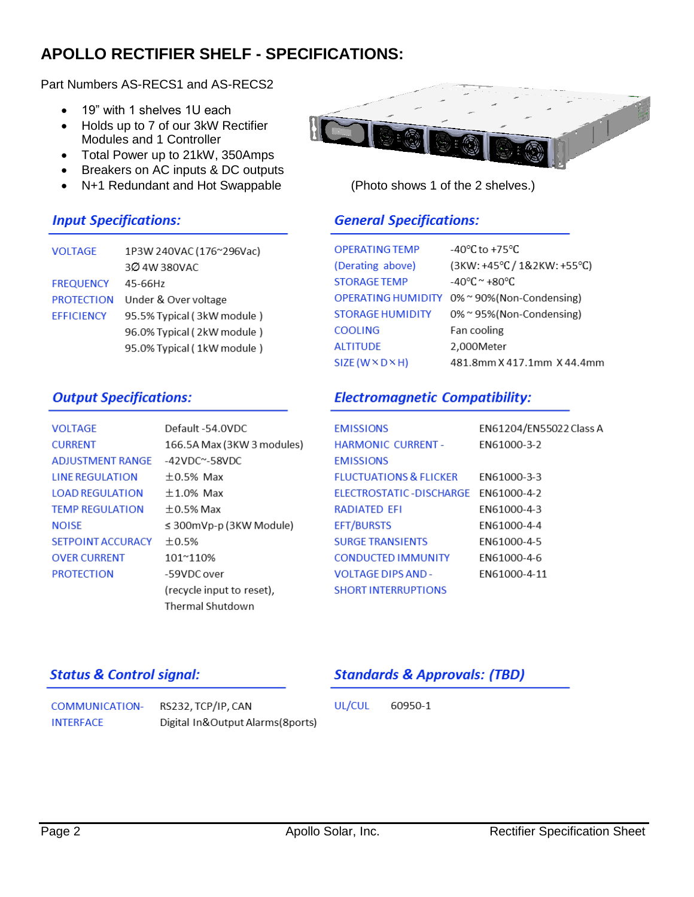# APOLLO RECTIFIER SHELF - SPECIFICATIONS:

Part Numbers AS-RECS1 and AS-RECS2

- 19" with 1 shelves 1U each
- Holds up to 7 of our 3kW Rectifier Modules and 1 Controller
- Total Power up to 21kW, 350Amps
- Breakers on AC inputs & DC outputs
- N+1 Redundant and Hot Swappable

(Photo shows 1 of the 2 shelves.)

## *Input Specifications:*

| | |
|---|---|
| VOLTAGE | 1P3W 240VAC (176~296Vac)<br>3Ø 4W 380VAC |
| FREQUENCY | 45-66Hz |
| PROTECTION | Under & Over voltage |
| EFFICIENCY | 95.5% Typical ( 3kW module )<br>96.0% Typical ( 2kW module )<br>95.0% Typical ( 1kW module ) |

## *General Specifications:*

| | |
|---|---|
| OPERATING TEMP | -40°C to +75°C |
| (Derating above) | (3KW: +45°C / 1&2KW: +55°C) |
| STORAGE TEMP | -40°C ~ +80°C |
| OPERATING HUMIDITY | 0% ~ 90%(Non-Condensing) |
| STORAGE HUMIDITY | 0% ~ 95%(Non-Condensing) |
| COOLING | Fan cooling |
| ALTITUDE | 2,000Meter |
| SIZE (W×D×H) | 481.8mm X 417.1mm X 44.4mm |

## *Output Specifications:*

| | |
|---|---|
| VOLTAGE | Default -54.0VDC |
| CURRENT | 166.5A Max (3KW 3 modules) |
| ADJUSTMENT RANGE | -42VDC~-58VDC |
| LINE REGULATION | ±0.5% Max |
| LOAD REGULATION | ±1.0% Max |
| TEMP REGULATION | ±0.5% Max |
| NOISE | ≤ 300mVp-p (3KW Module) |
| SETPOINT ACCURACY | ±0.5% |
| OVER CURRENT | 101~110% |
| PROTECTION | -59VDC over<br>(recycle input to reset),<br>Thermal Shutdown |

## *Electromagnetic Compatibility:*

| | |
|---|---|
| EMISSIONS | EN61204/EN55022 Class A |
| HARMONIC CURRENT - EMISSIONS | EN61000-3-2 |
| FLUCTUATIONS & FLICKER | EN61000-3-3 |
| ELECTROSTATIC -DISCHARGE | EN61000-4-2 |
| RADIATED EFI | EN61000-4-3 |
| EFT/BURSTS | EN61000-4-4 |
| SURGE TRANSIENTS | EN61000-4-5 |
| CONDUCTED IMMUNITY | EN61000-4-6 |
| VOLTAGE DIPS AND - SHORT INTERRUPTIONS | EN61000-4-11 |

## *Status & Control signal:*

| | |
|---|---|
| COMMUNICATION-INTERFACE | RS232, TCP/IP, CAN<br>Digital In&Output Alarms(8ports) |

## *Standards & Approvals: (TBD)*

| | |
|---|---|
| UL/CUL | 60950-1 |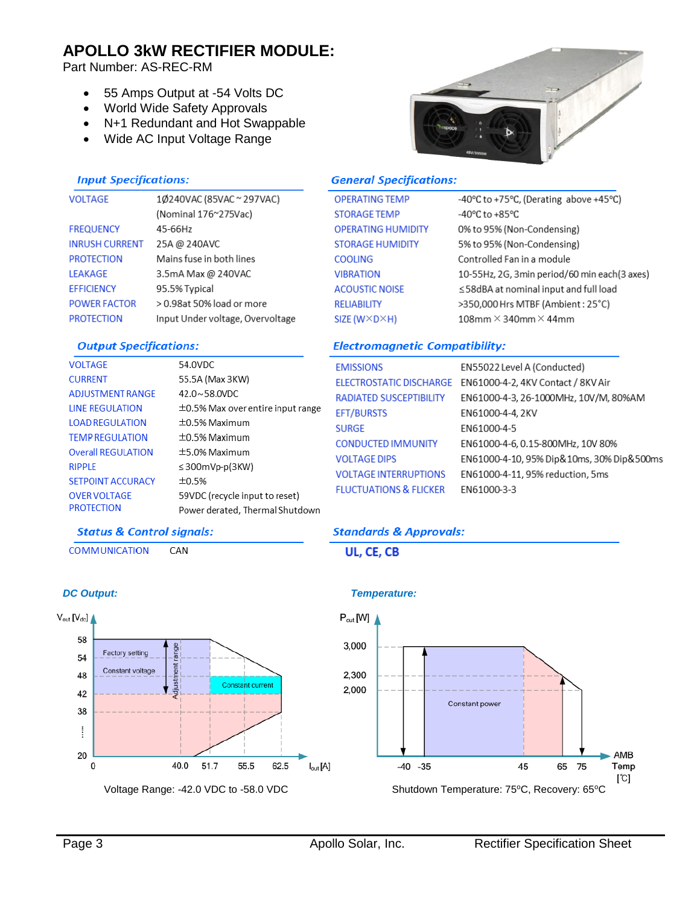# APOLLO 3kW RECTIFIER MODULE:

Part Number: AS-REC-RM

- 55 Amps Output at -54 Volts DC
- World Wide Safety Approvals
- N+1 Redundant and Hot Swappable
- Wide AC Input Voltage Range

### *Input Specifications:*

| | |
|---|---|
| VOLTAGE | 1Ø240VAC (85VAC ~ 297VAC) (Nominal 176~275Vac) |
| FREQUENCY | 45-66Hz |
| INRUSH CURRENT | 25A @ 240AVC |
| PROTECTION | Mains fuse in both lines |
| LEAKAGE | 3.5mA Max @ 240VAC |
| EFFICIENCY | 95.5% Typical |
| POWER FACTOR | > 0.98at 50% load or more |
| PROTECTION | Input Under voltage, Overvoltage |

### *General Specifications:*

| | |
|---|---|
| OPERATING TEMP | -40°C to +75°C, (Derating above +45°C) |
| STORAGE TEMP | -40°C to +85°C |
| OPERATING HUMIDITY | 0% to 95% (Non-Condensing) |
| STORAGE HUMIDITY | 5% to 95% (Non-Condensing) |
| COOLING | Controlled Fan in a module |
| VIBRATION | 10-55Hz, 2G, 3min period/60 min each(3 axes) |
| ACOUSTIC NOISE | ≤58dBA at nominal input and full load |
| RELIABILITY | >350,000 Hrs MTBF (Ambient : 25°C) |
| SIZE (W×D×H) | 108mm × 340mm × 44mm |

### *Output Specifications:*

| | |
|---|---|
| VOLTAGE | 54.0VDC |
| CURRENT | 55.5A (Max 3KW) |
| ADJUSTMENT RANGE | 42.0~58.0VDC |
| LINE REGULATION | ±0.5% Max over entire input range |
| LOAD REGULATION | ±0.5% Maximum |
| TEMP REGULATION | ±0.5% Maximum |
| Overall REGULATION | ±5.0% Maximum |
| RIPPLE | ≤300mVp-p(3KW) |
| SETPOINT ACCURACY | ±0.5% |
| OVER VOLTAGE PROTECTION | 59VDC (recycle input to reset) Power derated, Thermal Shutdown |

### *Electromagnetic Compatibility:*

| | |
|---|---|
| EMISSIONS | EN55022 Level A (Conducted) |
| ELECTROSTATIC DISCHARGE | EN61000-4-2, 4KV Contact / 8KV Air |
| RADIATED SUSCEPTIBILITY | EN61000-4-3, 26-1000MHz, 10V/M, 80%AM |
| EFT/BURSTS | EN61000-4-4, 2KV |
| SURGE | EN61000-4-5 |
| CONDUCTED IMMUNITY | EN61000-4-6, 0.15-800MHz, 10V 80% |
| VOLTAGE DIPS | EN61000-4-10, 95% Dip&10ms, 30% Dip&500ms |
| VOLTAGE INTERRUPTIONS | EN61000-4-11, 95% reduction, 5ms |
| FLUCTUATIONS & FLICKER | EN61000-3-3 |

### *Status & Control signals:*

| | |
|---|---|
| COMMUNICATION | CAN |

### *Standards & Approvals:*

**UL, CE, CB**

### *DC Output:*

Voltage Range: -42.0 VDC to -58.0 VDC

### *Temperature:*

Shutdown Temperature: 75°C, Recovery: 65°C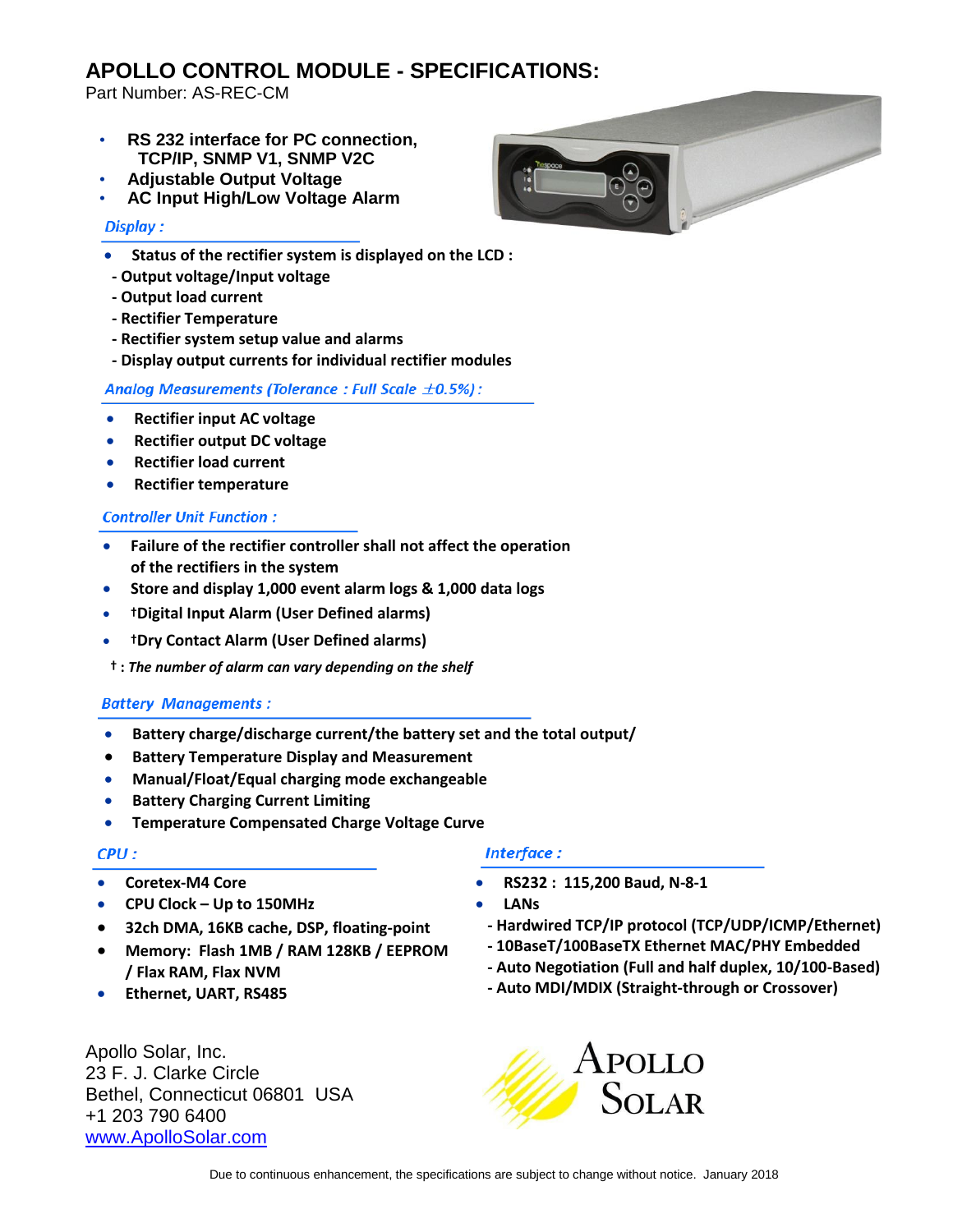# APOLLO CONTROL MODULE - SPECIFICATIONS:

Part Number: AS-REC-CM

- **RS 232 interface for PC connection, TCP/IP, SNMP V1, SNMP V2C**
- **Adjustable Output Voltage**
- **AC Input High/Low Voltage Alarm**

### *Display :*

- **Status of the rectifier system is displayed on the LCD :**
  - **- Output voltage/Input voltage**
  - **- Output load current**
  - **- Rectifier Temperature**
  - **- Rectifier system setup value and alarms**
  - **- Display output currents for individual rectifier modules**

### *Analog Measurements (Tolerance : Full Scale ±0.5%) :*

- **Rectifier input AC voltage**
- **Rectifier output DC voltage**
- **Rectifier load current**
- **Rectifier temperature**

### *Controller Unit Function :*

- **Failure of the rectifier controller shall not affect the operation of the rectifiers in the system**
- **Store and display 1,000 event alarm logs & 1,000 data logs**
- **†Digital Input Alarm (User Defined alarms)**
- **†Dry Contact Alarm (User Defined alarms)**

**†** : ***The number of alarm can vary depending on the shelf***

### *Battery Managements :*

- **Battery charge/discharge current/the battery set and the total output/**
- **Battery Temperature Display and Measurement**
- **Manual/Float/Equal charging mode exchangeable**
- **Battery Charging Current Limiting**
- **Temperature Compensated Charge Voltage Curve**

### *CPU :*

- **Coretex-M4 Core**
- **CPU Clock – Up to 150MHz**
- **32ch DMA, 16KB cache, DSP, floating-point**
- **Memory: Flash 1MB / RAM 128KB / EEPROM / Flax RAM, Flax NVM**
- **Ethernet, UART, RS485**

### *Interface :*

- **RS232 : 115,200 Baud, N-8-1**
- **LANs**
  - **- Hardwired TCP/IP protocol (TCP/UDP/ICMP/Ethernet)**
  - **- 10BaseT/100BaseTX Ethernet MAC/PHY Embedded**
  - **- Auto Negotiation (Full and half duplex, 10/100-Based)**
  - **- Auto MDI/MDIX (Straight-through or Crossover)**

Apollo Solar, Inc.
23 F. J. Clarke Circle
Bethel, Connecticut 06801 USA
+1 203 790 6400
[www.ApolloSolar.com](http://www.ApolloSolar.com)

APOLLO SOLAR

Due to continuous enhancement, the specifications are subject to change without notice. January 2018